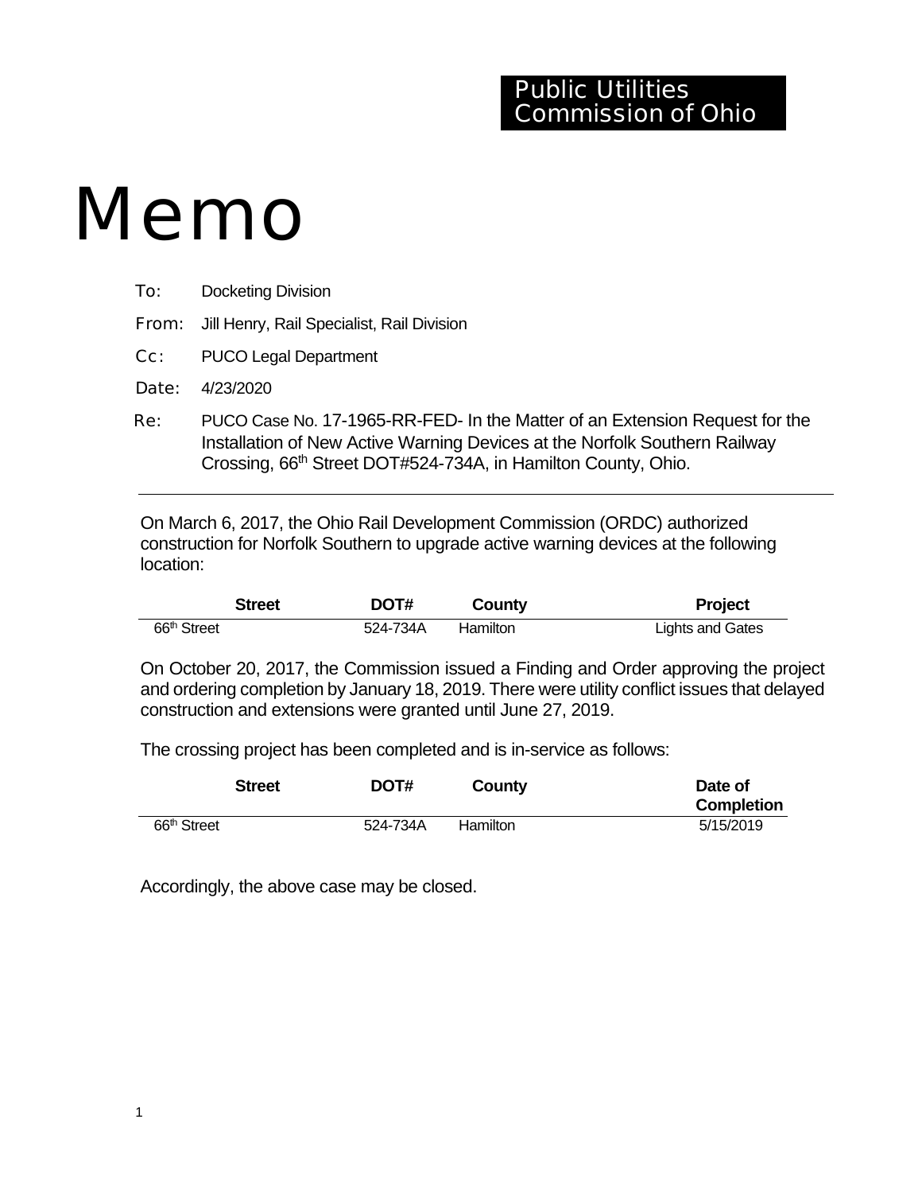Public Utilities Commission of Ohio

# Memo

**To:** Docketing Division

**From:** Jill Henry, Rail Specialist, Rail Division

**Cc:** PUCO Legal Department

**Date:** 4/23/2020

**Re:** PUCO Case No. 17-1965-RR-FED- In the Matter of an Extension Request for the Installation of New Active Warning Devices at the Norfolk Southern Railway Crossing, 66th Street DOT#524-734A, in Hamilton County, Ohio.

---

On March 6, 2017, the Ohio Rail Development Commission (ORDC) authorized construction for Norfolk Southern to upgrade active warning devices at the following location:

| Street | DOT# | County | Project |
|---|---|---|---|
| 66th Street | 524-734A | Hamilton | Lights and Gates |

On October 20, 2017, the Commission issued a Finding and Order approving the project and ordering completion by January 18, 2019. There were utility conflict issues that delayed construction and extensions were granted until June 27, 2019.

The crossing project has been completed and is in-service as follows:

| Street | DOT# | County | Date of Completion |
|---|---|---|---|
| 66th Street | 524-734A | Hamilton | 5/15/2019 |

Accordingly, the above case may be closed.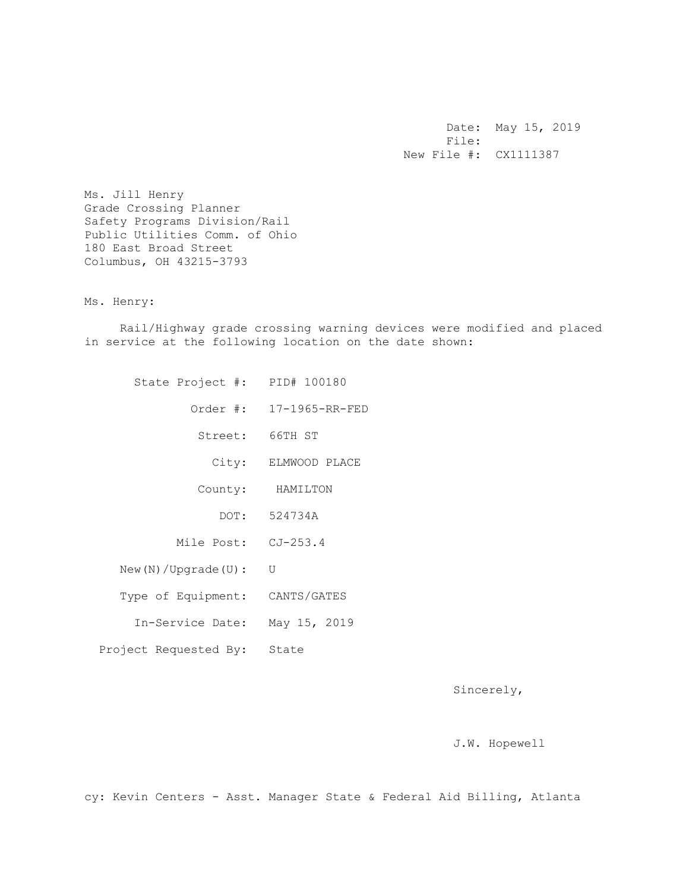Date: May 15, 2019
File:
New File #: CX1111387

Ms. Jill Henry
Grade Crossing Planner
Safety Programs Division/Rail
Public Utilities Comm. of Ohio
180 East Broad Street
Columbus, OH 43215-3793

Ms. Henry:

Rail/Highway grade crossing warning devices were modified and placed in service at the following location on the date shown:

State Project #: PID# 100180

Order #: 17-1965-RR-FED

Street: 66TH ST

City: ELMWOOD PLACE

County: HAMILTON

DOT: 524734A

Mile Post: CJ-253.4

New(N)/Upgrade(U): U

Type of Equipment: CANTS/GATES

In-Service Date: May 15, 2019

Project Requested By: State

Sincerely,

J.W. Hopewell

cy: Kevin Centers - Asst. Manager State & Federal Aid Billing, Atlanta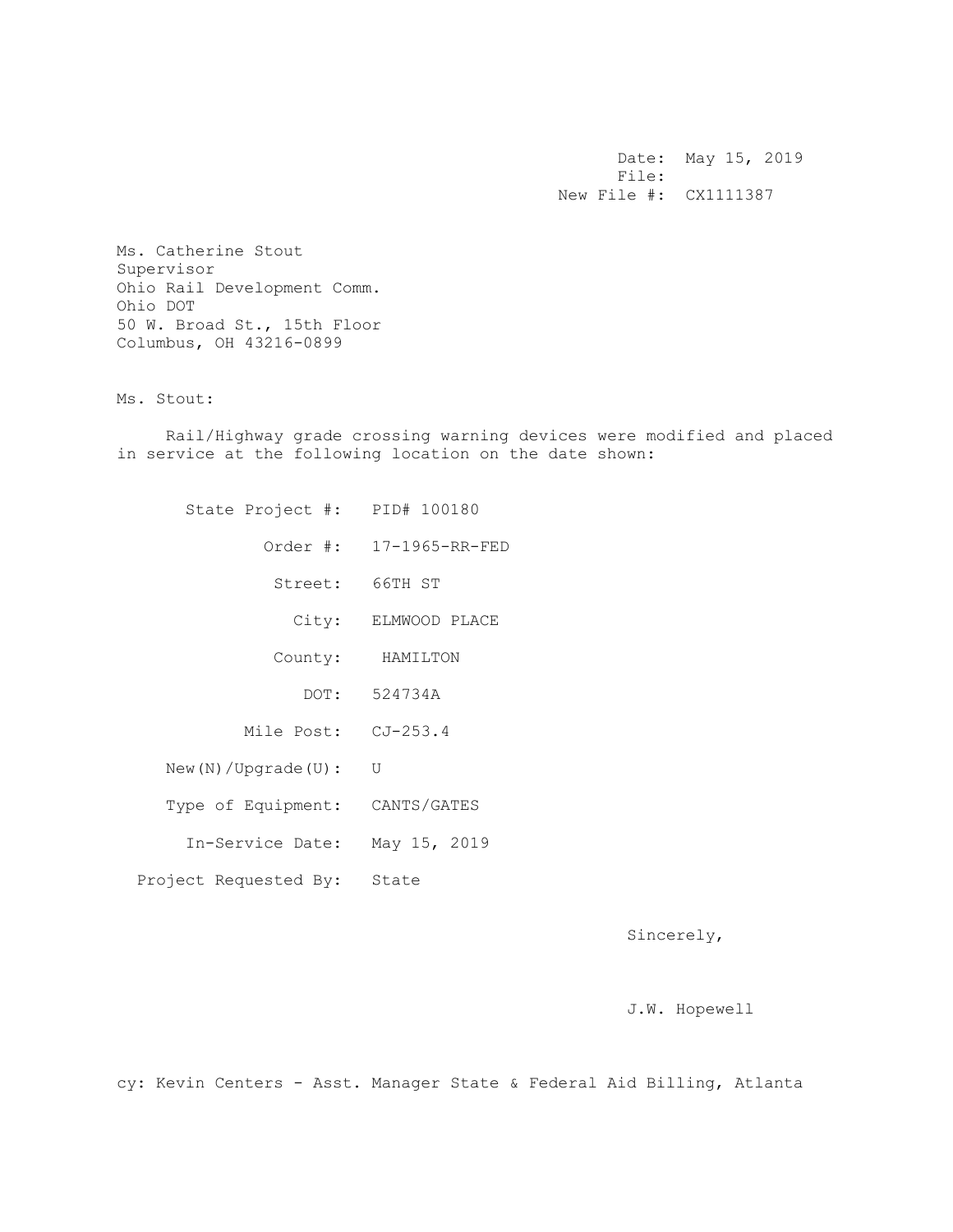Date: May 15, 2019
File:
New File #: CX1111387

Ms. Catherine Stout
Supervisor
Ohio Rail Development Comm.
Ohio DOT
50 W. Broad St., 15th Floor
Columbus, OH 43216-0899

Ms. Stout:

Rail/Highway grade crossing warning devices were modified and placed in service at the following location on the date shown:

State Project #: PID# 100180

Order #: 17-1965-RR-FED

Street: 66TH ST

City: ELMWOOD PLACE

County: HAMILTON

DOT: 524734A

Mile Post: CJ-253.4

New(N)/Upgrade(U): U

Type of Equipment: CANTS/GATES

In-Service Date: May 15, 2019

Project Requested By: State

Sincerely,

J.W. Hopewell

cy: Kevin Centers - Asst. Manager State & Federal Aid Billing, Atlanta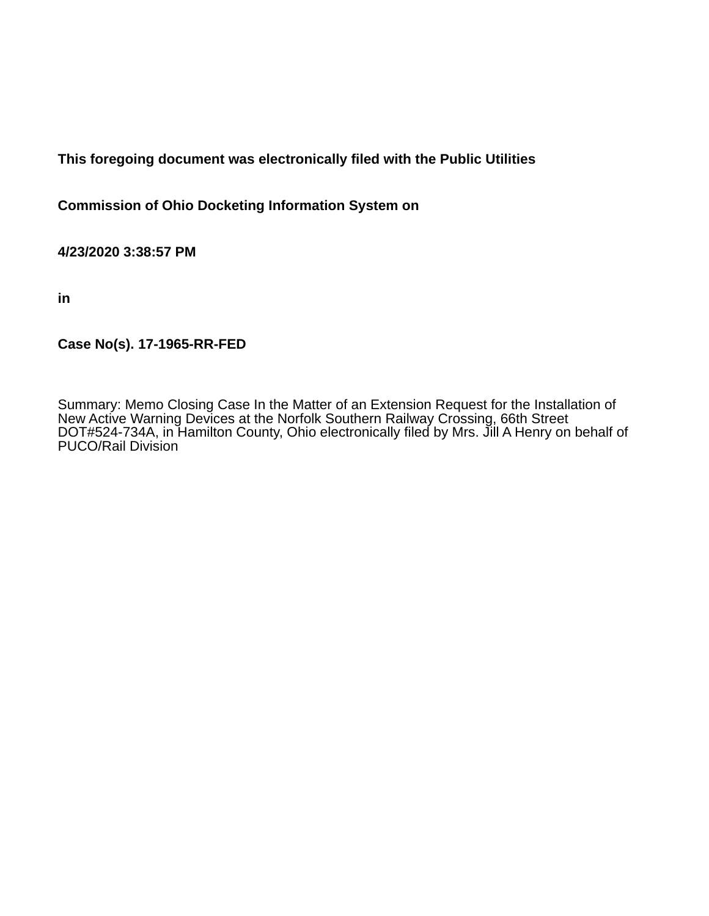**This foregoing document was electronically filed with the Public Utilities**

**Commission of Ohio Docketing Information System on**

**4/23/2020 3:38:57 PM**

**in**

**Case No(s). 17-1965-RR-FED**

Summary: Memo Closing Case In the Matter of an Extension Request for the Installation of New Active Warning Devices at the Norfolk Southern Railway Crossing, 66th Street DOT#524-734A, in Hamilton County, Ohio electronically filed by Mrs. Jill A Henry on behalf of PUCO/Rail Division